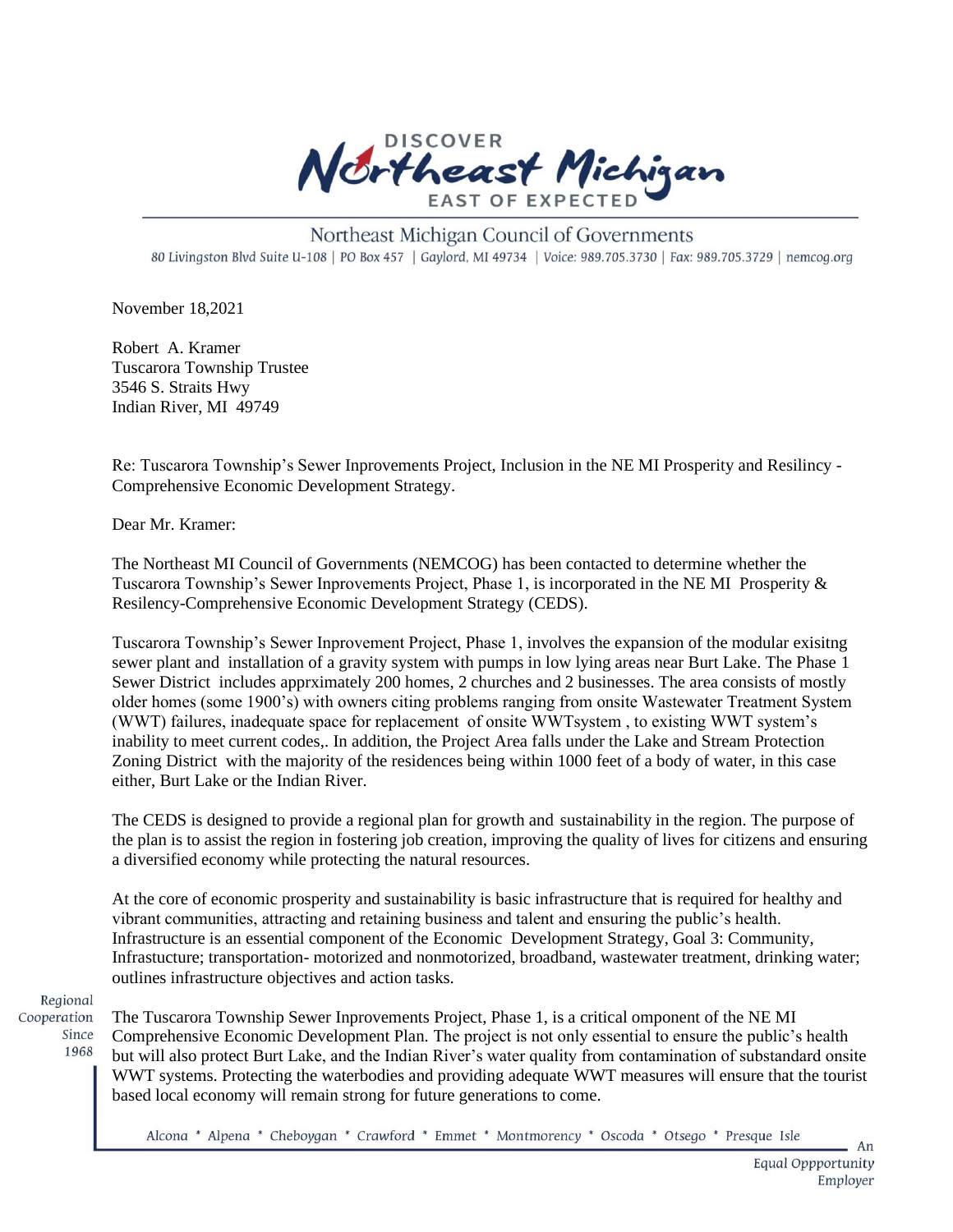DISCOVER Northeast Michigan EAST OF EXPECTED

Northeast Michigan Council of Governments
80 Livingston Blvd Suite U-108 | PO Box 457 | Gaylord, MI 49734 | Voice: 989.705.3730 | Fax: 989.705.3729 | nemcog.org

November 18,2021

Robert A. Kramer
Tuscarora Township Trustee
3546 S. Straits Hwy
Indian River, MI 49749

Re: Tuscarora Township's Sewer Inprovements Project, Inclusion in the NE MI Prosperity and Resilincy - Comprehensive Economic Development Strategy.

Dear Mr. Kramer:

The Northeast MI Council of Governments (NEMCOG) has been contacted to determine whether the Tuscarora Township's Sewer Inprovements Project, Phase 1, is incorporated in the NE MI Prosperity & Resilency-Comprehensive Economic Development Strategy (CEDS).

Tuscarora Township's Sewer Inprovement Project, Phase 1, involves the expansion of the modular exisitng sewer plant and installation of a gravity system with pumps in low lying areas near Burt Lake. The Phase 1 Sewer District includes apprximately 200 homes, 2 churches and 2 businesses. The area consists of mostly older homes (some 1900's) with owners citing problems ranging from onsite Wastewater Treatment System (WWT) failures, inadequate space for replacement of onsite WWTsystem , to existing WWT system's inability to meet current codes,. In addition, the Project Area falls under the Lake and Stream Protection Zoning District with the majority of the residences being within 1000 feet of a body of water, in this case either, Burt Lake or the Indian River.

The CEDS is designed to provide a regional plan for growth and sustainability in the region. The purpose of the plan is to assist the region in fostering job creation, improving the quality of lives for citizens and ensuring a diversified economy while protecting the natural resources.

At the core of economic prosperity and sustainability is basic infrastructure that is required for healthy and vibrant communities, attracting and retaining business and talent and ensuring the public's health. Infrastructure is an essential component of the Economic Development Strategy, Goal 3: Community, Infrastucture; transportation- motorized and nonmotorized, broadband, wastewater treatment, drinking water; outlines infrastructure objectives and action tasks.

Regional Cooperation Since 1968

The Tuscarora Township Sewer Inprovements Project, Phase 1, is a critical omponent of the NE MI Comprehensive Economic Development Plan. The project is not only essential to ensure the public's health but will also protect Burt Lake, and the Indian River's water quality from contamination of substandard onsite WWT systems. Protecting the waterbodies and providing adequate WWT measures will ensure that the tourist based local economy will remain strong for future generations to come.

Alcona * Alpena * Cheboygan * Crawford * Emmet * Montmorency * Oscoda * Otsego * Presque Isle

An Equal Oppportunity Employer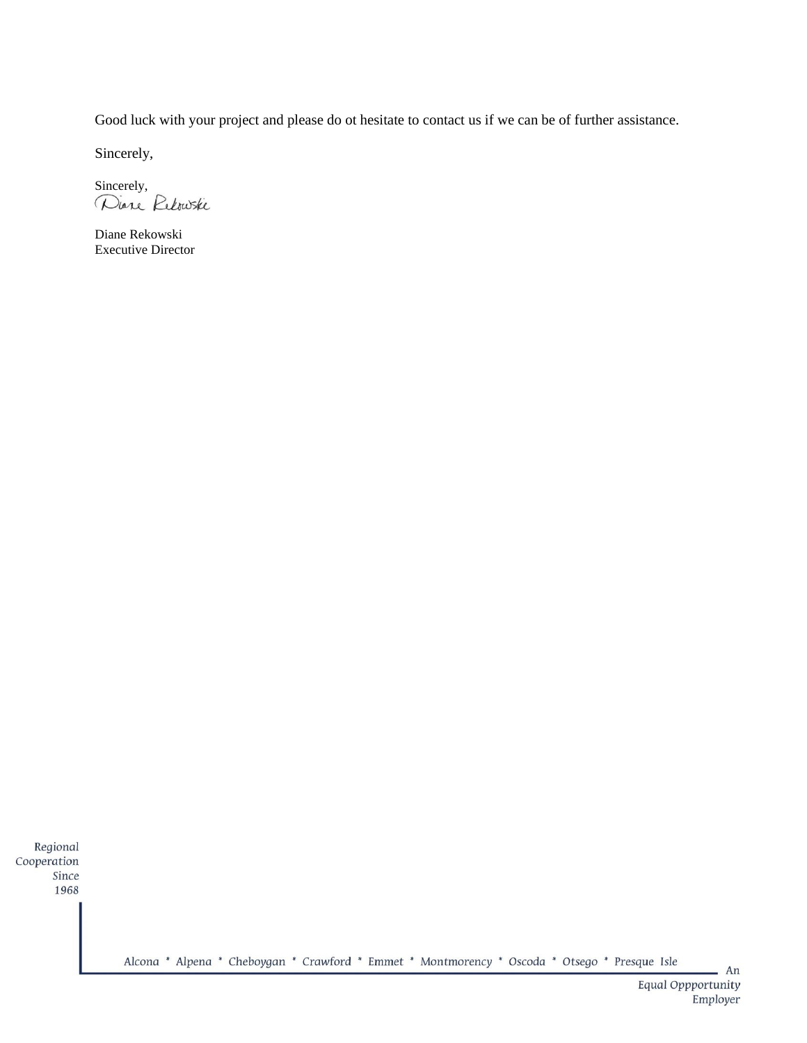Good luck with your project and please do ot hesitate to contact us if we can be of further assistance.

Sincerely,

Sincerely,

Diane Rekowski

Diane Rekowski
Executive Director

Regional Cooperation Since 1968

Alcona * Alpena * Cheboygan * Crawford * Emmet * Montmorency * Oscoda * Otsego * Presque Isle

An Equal Oppportunity Employer